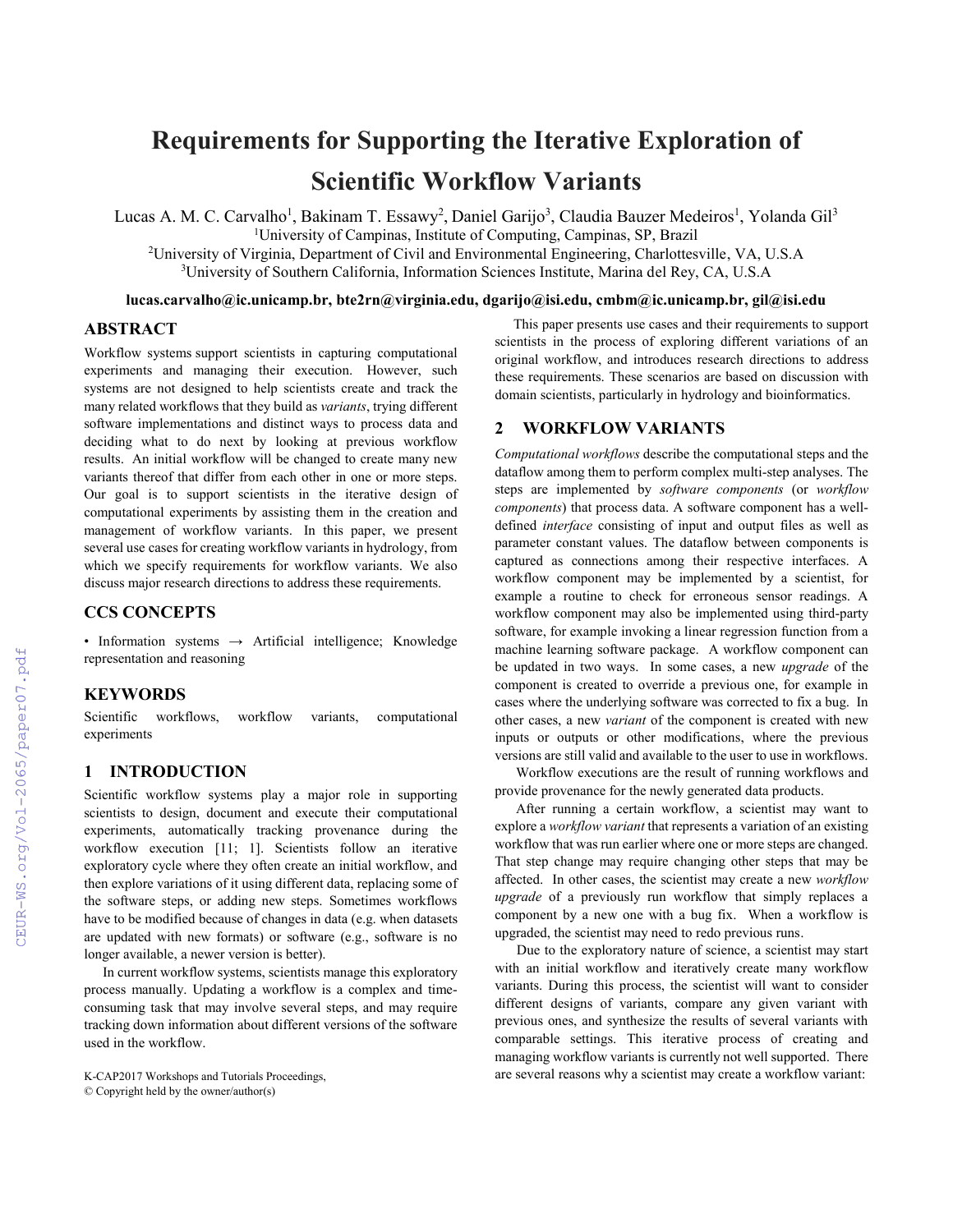# Requirements for Supporting the Iterative Exploration of Scientific Workflow Variants

Lucas A. M. C. Carvalho[1], Bakinam T. Essawy[2], Daniel Garijo[3], Claudia Bauzer Medeiros[1], Yolanda Gil[3]

[1]University of Campinas, Institute of Computing, Campinas, SP, Brazil

[2]University of Virginia, Department of Civil and Environmental Engineering, Charlottesville, VA, U.S.A

[3]University of Southern California, Information Sciences Institute, Marina del Rey, CA, U.S.A

**lucas.carvalho@ic.unicamp.br, bte2rn@virginia.edu, dgarijo@isi.edu, cmbm@ic.unicamp.br, gil@isi.edu**

## ABSTRACT

Workflow systems support scientists in capturing computational experiments and managing their execution. However, such systems are not designed to help scientists create and track the many related workflows that they build as *variants*, trying different software implementations and distinct ways to process data and deciding what to do next by looking at previous workflow results. An initial workflow will be changed to create many new variants thereof that differ from each other in one or more steps. Our goal is to support scientists in the iterative design of computational experiments by assisting them in the creation and management of workflow variants. In this paper, we present several use cases for creating workflow variants in hydrology, from which we specify requirements for workflow variants. We also discuss major research directions to address these requirements.

## CCS CONCEPTS

• Information systems → Artificial intelligence; Knowledge representation and reasoning

## KEYWORDS

Scientific workflows, workflow variants, computational experiments

## 1 INTRODUCTION

Scientific workflow systems play a major role in supporting scientists to design, document and execute their computational experiments, automatically tracking provenance during the workflow execution [11; 1]. Scientists follow an iterative exploratory cycle where they often create an initial workflow, and then explore variations of it using different data, replacing some of the software steps, or adding new steps. Sometimes workflows have to be modified because of changes in data (e.g. when datasets are updated with new formats) or software (e.g., software is no longer available, a newer version is better).

In current workflow systems, scientists manage this exploratory process manually. Updating a workflow is a complex and time-consuming task that may involve several steps, and may require tracking down information about different versions of the software used in the workflow.

This paper presents use cases and their requirements to support scientists in the process of exploring different variations of an original workflow, and introduces research directions to address these requirements. These scenarios are based on discussion with domain scientists, particularly in hydrology and bioinformatics.

## 2 WORKFLOW VARIANTS

*Computational workflows* describe the computational steps and the dataflow among them to perform complex multi-step analyses. The steps are implemented by *software components* (or *workflow components*) that process data. A software component has a well-defined *interface* consisting of input and output files as well as parameter constant values. The dataflow between components is captured as connections among their respective interfaces. A workflow component may be implemented by a scientist, for example a routine to check for erroneous sensor readings. A workflow component may also be implemented using third-party software, for example invoking a linear regression function from a machine learning software package. A workflow component can be updated in two ways. In some cases, a new *upgrade* of the component is created to override a previous one, for example in cases where the underlying software was corrected to fix a bug. In other cases, a new *variant* of the component is created with new inputs or outputs or other modifications, where the previous versions are still valid and available to the user to use in workflows.

Workflow executions are the result of running workflows and provide provenance for the newly generated data products.

After running a certain workflow, a scientist may want to explore a *workflow variant* that represents a variation of an existing workflow that was run earlier where one or more steps are changed. That step change may require changing other steps that may be affected. In other cases, the scientist may create a new *workflow upgrade* of a previously run workflow that simply replaces a component by a new one with a bug fix. When a workflow is upgraded, the scientist may need to redo previous runs.

Due to the exploratory nature of science, a scientist may start with an initial workflow and iteratively create many workflow variants. During this process, the scientist will want to consider different designs of variants, compare any given variant with previous ones, and synthesize the results of several variants with comparable settings. This iterative process of creating and managing workflow variants is currently not well supported. There are several reasons why a scientist may create a workflow variant:

K-CAP2017 Workshops and Tutorials Proceedings,
© Copyright held by the owner/author(s)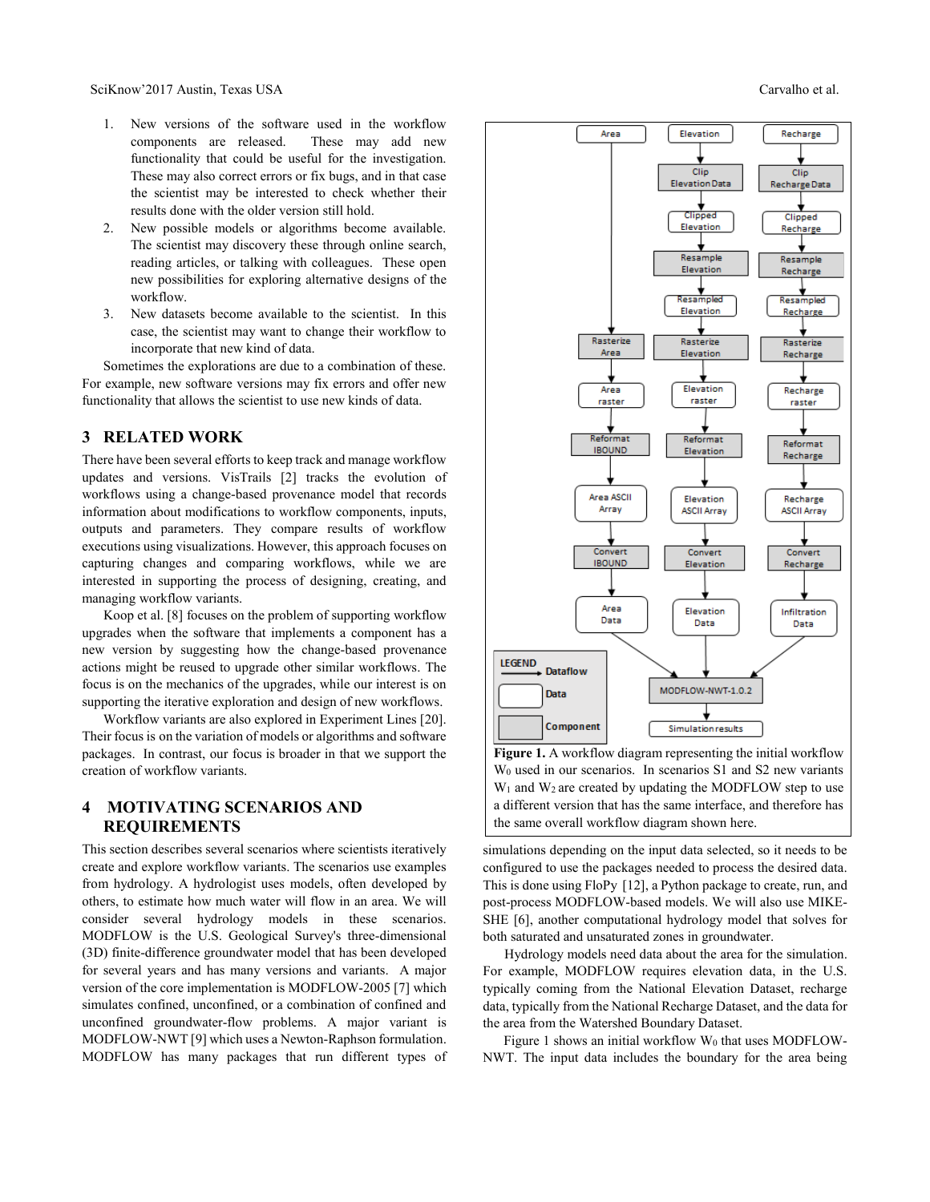1. New versions of the software used in the workflow components are released. These may add new functionality that could be useful for the investigation. These may also correct errors or fix bugs, and in that case the scientist may be interested to check whether their results done with the older version still hold.
2. New possible models or algorithms become available. The scientist may discovery these through online search, reading articles, or talking with colleagues. These open new possibilities for exploring alternative designs of the workflow.
3. New datasets become available to the scientist. In this case, the scientist may want to change their workflow to incorporate that new kind of data.

Sometimes the explorations are due to a combination of these. For example, new software versions may fix errors and offer new functionality that allows the scientist to use new kinds of data.

## 3 RELATED WORK

There have been several efforts to keep track and manage workflow updates and versions. VisTrails [2] tracks the evolution of workflows using a change-based provenance model that records information about modifications to workflow components, inputs, outputs and parameters. They compare results of workflow executions using visualizations. However, this approach focuses on capturing changes and comparing workflows, while we are interested in supporting the process of designing, creating, and managing workflow variants.

Koop et al. [8] focuses on the problem of supporting workflow upgrades when the software that implements a component has a new version by suggesting how the change-based provenance actions might be reused to upgrade other similar workflows. The focus is on the mechanics of the upgrades, while our interest is on supporting the iterative exploration and design of new workflows.

Workflow variants are also explored in Experiment Lines [20]. Their focus is on the variation of models or algorithms and software packages. In contrast, our focus is broader in that we support the creation of workflow variants.

## 4 MOTIVATING SCENARIOS AND REQUIREMENTS

This section describes several scenarios where scientists iteratively create and explore workflow variants. The scenarios use examples from hydrology. A hydrologist uses models, often developed by others, to estimate how much water will flow in an area. We will consider several hydrology models in these scenarios. MODFLOW is the U.S. Geological Survey's three-dimensional (3D) finite-difference groundwater model that has been developed for several years and has many versions and variants. A major version of the core implementation is MODFLOW-2005 [7] which simulates confined, unconfined, or a combination of confined and unconfined groundwater-flow problems. A major variant is MODFLOW-NWT [9] which uses a Newton-Raphson formulation. MODFLOW has many packages that run different types of simulations depending on the input data selected, so it needs to be configured to use the packages needed to process the desired data. This is done using FloPy [12], a Python package to create, run, and post-process MODFLOW-based models. We will also use MIKE-SHE [6], another computational hydrology model that solves for both saturated and unsaturated zones in groundwater.

Hydrology models need data about the area for the simulation. For example, MODFLOW requires elevation data, in the U.S. typically coming from the National Elevation Dataset, recharge data, typically from the National Recharge Dataset, and the data for the area from the Watershed Boundary Dataset.

Figure 1 shows an initial workflow $W_0$ that uses MODFLOW-NWT. The input data includes the boundary for the area being

**Figure 1.** A workflow diagram representing the initial workflow $W_0$ used in our scenarios. In scenarios S1 and S2 new variants $W_1$ and $W_2$ are created by updating the MODFLOW step to use a different version that has the same interface, and therefore has the same overall workflow diagram shown here.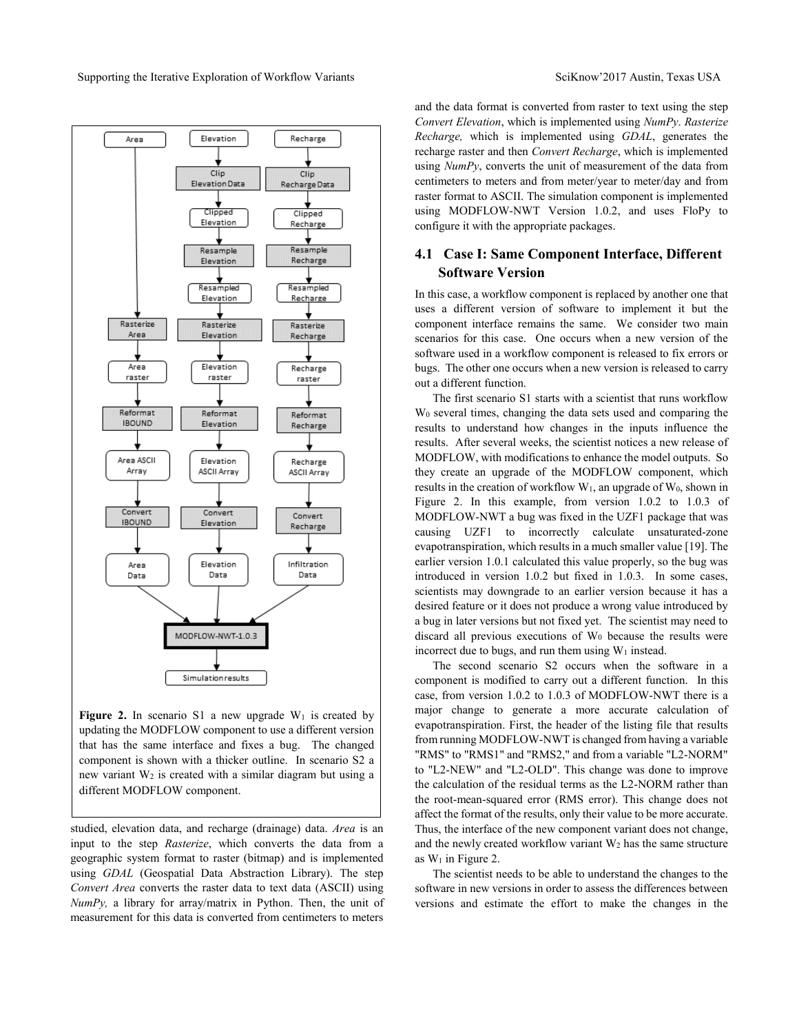**Figure 2.** In scenario S1 a new upgrade $W_1$ is created by updating the MODFLOW component to use a different version that has the same interface and fixes a bug. The changed component is shown with a thicker outline. In scenario S2 a new variant $W_2$ is created with a similar diagram but using a different MODFLOW component.

studied, elevation data, and recharge (drainage) data. *Area* is an input to the step *Rasterize*, which converts the data from a geographic system format to raster (bitmap) and is implemented using *GDAL* (Geospatial Data Abstraction Library). The step *Convert Area* converts the raster data to text data (ASCII) using *NumPy,* a library for array/matrix in Python. Then, the unit of measurement for this data is converted from centimeters to meters and the data format is converted from raster to text using the step *Convert Elevation*, which is implemented using *NumPy*. *Rasterize Recharge,* which is implemented using *GDAL*, generates the recharge raster and then *Convert Recharge*, which is implemented using *NumPy*, converts the unit of measurement of the data from centimeters to meters and from meter/year to meter/day and from raster format to ASCII. The simulation component is implemented using MODFLOW-NWT Version 1.0.2, and uses FloPy to configure it with the appropriate packages.

## 4.1 Case I: Same Component Interface, Different Software Version

In this case, a workflow component is replaced by another one that uses a different version of software to implement it but the component interface remains the same. We consider two main scenarios for this case. One occurs when a new version of the software used in a workflow component is released to fix errors or bugs. The other one occurs when a new version is released to carry out a different function.

The first scenario S1 starts with a scientist that runs workflow $W_0$ several times, changing the data sets used and comparing the results to understand how changes in the inputs influence the results. After several weeks, the scientist notices a new release of MODFLOW, with modifications to enhance the model outputs. So they create an upgrade of the MODFLOW component, which results in the creation of workflow $W_1$, an upgrade of $W_0$, shown in Figure 2. In this example, from version 1.0.2 to 1.0.3 of MODFLOW-NWT a bug was fixed in the UZF1 package that was causing UZF1 to incorrectly calculate unsaturated-zone evapotranspiration, which results in a much smaller value [19]. The earlier version 1.0.1 calculated this value properly, so the bug was introduced in version 1.0.2 but fixed in 1.0.3. In some cases, scientists may downgrade to an earlier version because it has a desired feature or it does not produce a wrong value introduced by a bug in later versions but not fixed yet. The scientist may need to discard all previous executions of $W_0$ because the results were incorrect due to bugs, and run them using $W_1$ instead.

The second scenario S2 occurs when the software in a component is modified to carry out a different function. In this case, from version 1.0.2 to 1.0.3 of MODFLOW-NWT there is a major change to generate a more accurate calculation of evapotranspiration. First, the header of the listing file that results from running MODFLOW-NWT is changed from having a variable "RMS" to "RMS1" and "RMS2," and from a variable "L2-NORM" to "L2-NEW" and "L2-OLD". This change was done to improve the calculation of the residual terms as the L2-NORM rather than the root-mean-squared error (RMS error). This change does not affect the format of the results, only their value to be more accurate. Thus, the interface of the new component variant does not change, and the newly created workflow variant $W_2$ has the same structure as $W_1$ in Figure 2.

The scientist needs to be able to understand the changes to the software in new versions in order to assess the differences between versions and estimate the effort to make the changes in the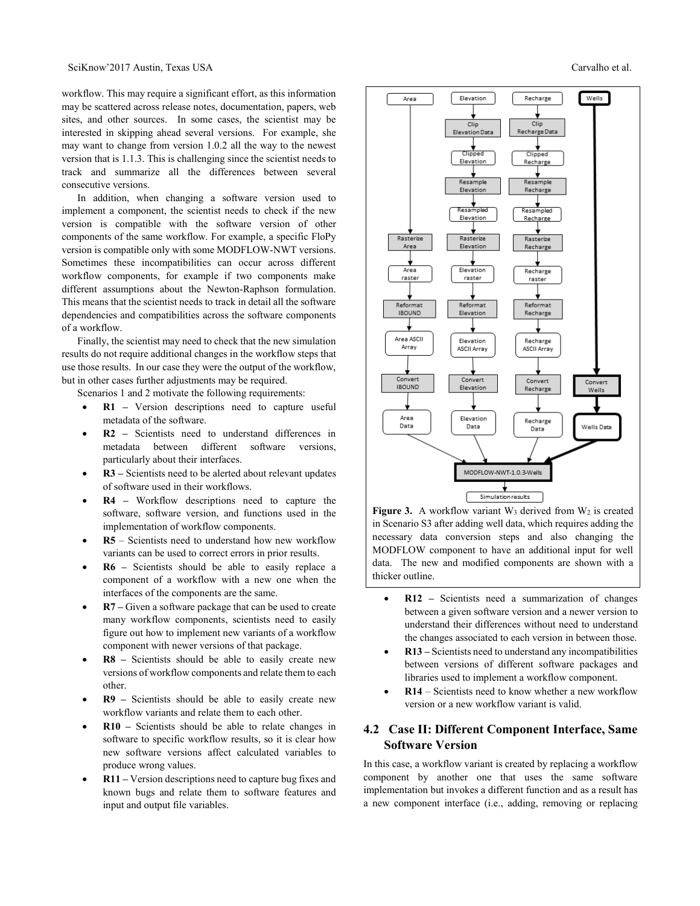workflow. This may require a significant effort, as this information may be scattered across release notes, documentation, papers, web sites, and other sources. In some cases, the scientist may be interested in skipping ahead several versions. For example, she may want to change from version 1.0.2 all the way to the newest version that is 1.1.3. This is challenging since the scientist needs to track and summarize all the differences between several consecutive versions.

In addition, when changing a software version used to implement a component, the scientist needs to check if the new version is compatible with the software version of other components of the same workflow. For example, a specific FloPy version is compatible only with some MODFLOW-NWT versions. Sometimes these incompatibilities can occur across different workflow components, for example if two components make different assumptions about the Newton-Raphson formulation. This means that the scientist needs to track in detail all the software dependencies and compatibilities across the software components of a workflow.

Finally, the scientist may need to check that the new simulation results do not require additional changes in the workflow steps that use those results. In our case they were the output of the workflow, but in other cases further adjustments may be required.

Scenarios 1 and 2 motivate the following requirements:

- **R1 –** Version descriptions need to capture useful metadata of the software.
- **R2 –** Scientists need to understand differences in metadata between different software versions, particularly about their interfaces.
- **R3 –** Scientists need to be alerted about relevant updates of software used in their workflows.
- **R4 –** Workflow descriptions need to capture the software, software version, and functions used in the implementation of workflow components.
- **R5** – Scientists need to understand how new workflow variants can be used to correct errors in prior results.
- **R6 –** Scientists should be able to easily replace a component of a workflow with a new one when the interfaces of the components are the same.
- **R7 –** Given a software package that can be used to create many workflow components, scientists need to easily figure out how to implement new variants of a workflow component with newer versions of that package.
- **R8 –** Scientists should be able to easily create new versions of workflow components and relate them to each other.
- **R9 –** Scientists should be able to easily create new workflow variants and relate them to each other.
- **R10 –** Scientists should be able to relate changes in software to specific workflow results, so it is clear how new software versions affect calculated variables to produce wrong values.
- **R11 –** Version descriptions need to capture bug fixes and known bugs and relate them to software features and input and output file variables.

**Figure 3.** A workflow variant $W_3$ derived from $W_2$ is created in Scenario S3 after adding well data, which requires adding the necessary data conversion steps and also changing the MODFLOW component to have an additional input for well data. The new and modified components are shown with a thicker outline.

- **R12 –** Scientists need a summarization of changes between a given software version and a newer version to understand their differences without need to understand the changes associated to each version in between those.
- **R13 –** Scientists need to understand any incompatibilities between versions of different software packages and libraries used to implement a workflow component.
- **R14** – Scientists need to know whether a new workflow version or a new workflow variant is valid.

## 4.2 Case II: Different Component Interface, Same Software Version

In this case, a workflow variant is created by replacing a workflow component by another one that uses the same software implementation but invokes a different function and as a result has a new component interface (i.e., adding, removing or replacing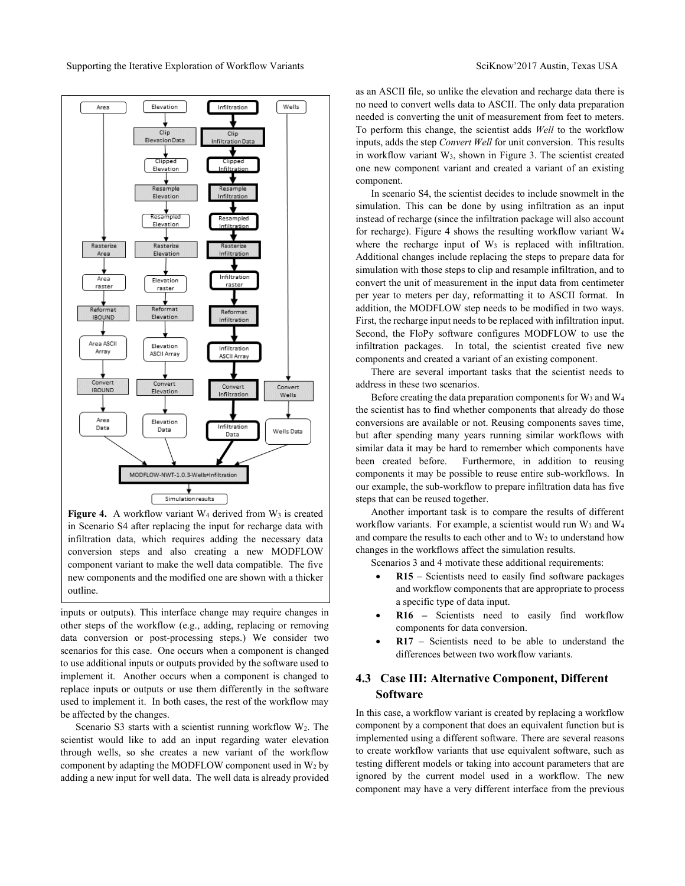**Figure 4.** A workflow variant $W_4$ derived from $W_3$ is created in Scenario S4 after replacing the input for recharge data with infiltration data, which requires adding the necessary data conversion steps and also creating a new MODFLOW component variant to make the well data compatible. The five new components and the modified one are shown with a thicker outline.

inputs or outputs). This interface change may require changes in other steps of the workflow (e.g., adding, replacing or removing data conversion or post-processing steps.) We consider two scenarios for this case. One occurs when a component is changed to use additional inputs or outputs provided by the software used to implement it. Another occurs when a component is changed to replace inputs or outputs or use them differently in the software used to implement it. In both cases, the rest of the workflow may be affected by the changes.

Scenario S3 starts with a scientist running workflow $W_2$. The scientist would like to add an input regarding water elevation through wells, so she creates a new variant of the workflow component by adapting the MODFLOW component used in $W_2$ by adding a new input for well data. The well data is already provided as an ASCII file, so unlike the elevation and recharge data there is no need to convert wells data to ASCII. The only data preparation needed is converting the unit of measurement from feet to meters. To perform this change, the scientist adds *Well* to the workflow inputs, adds the step *Convert Well* for unit conversion. This results in workflow variant $W_3$, shown in Figure 3. The scientist created one new component variant and created a variant of an existing component.

In scenario S4, the scientist decides to include snowmelt in the simulation. This can be done by using infiltration as an input instead of recharge (since the infiltration package will also account for recharge). Figure 4 shows the resulting workflow variant $W_4$ where the recharge input of $W_3$ is replaced with infiltration. Additional changes include replacing the steps to prepare data for simulation with those steps to clip and resample infiltration, and to convert the unit of measurement in the input data from centimeter per year to meters per day, reformatting it to ASCII format. In addition, the MODFLOW step needs to be modified in two ways. First, the recharge input needs to be replaced with infiltration input. Second, the FloPy software configures MODFLOW to use the infiltration packages. In total, the scientist created five new components and created a variant of an existing component.

There are several important tasks that the scientist needs to address in these two scenarios.

Before creating the data preparation components for $W_3$ and $W_4$ the scientist has to find whether components that already do those conversions are available or not. Reusing components saves time, but after spending many years running similar workflows with similar data it may be hard to remember which components have been created before. Furthermore, in addition to reusing components it may be possible to reuse entire sub-workflows. In our example, the sub-workflow to prepare infiltration data has five steps that can be reused together.

Another important task is to compare the results of different workflow variants. For example, a scientist would run $W_3$ and $W_4$ and compare the results to each other and to $W_2$ to understand how changes in the workflows affect the simulation results.

Scenarios 3 and 4 motivate these additional requirements:

- **R15** – Scientists need to easily find software packages and workflow components that are appropriate to process a specific type of data input.
- **R16 –** Scientists need to easily find workflow components for data conversion.
- **R17** – Scientists need to be able to understand the differences between two workflow variants.

## 4.3 Case III: Alternative Component, Different Software

In this case, a workflow variant is created by replacing a workflow component by a component that does an equivalent function but is implemented using a different software. There are several reasons to create workflow variants that use equivalent software, such as testing different models or taking into account parameters that are ignored by the current model used in a workflow. The new component may have a very different interface from the previous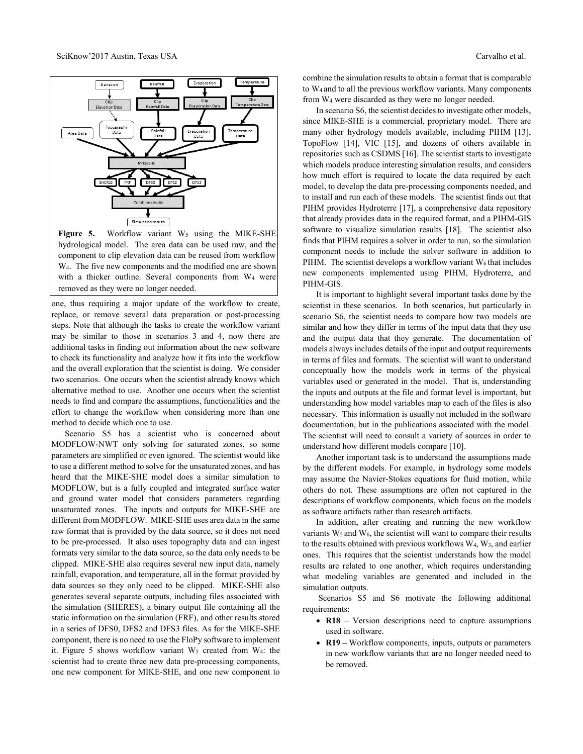**Figure 5.** Workflow variant $W_5$ using the MIKE-SHE hydrological model. The area data can be used raw, and the component to clip elevation data can be reused from workflow $W_4$. The five new components and the modified one are shown with a thicker outline. Several components from $W_4$ were removed as they were no longer needed.

one, thus requiring a major update of the workflow to create, replace, or remove several data preparation or post-processing steps. Note that although the tasks to create the workflow variant may be similar to those in scenarios 3 and 4, now there are additional tasks in finding out information about the new software to check its functionality and analyze how it fits into the workflow and the overall exploration that the scientist is doing. We consider two scenarios. One occurs when the scientist already knows which alternative method to use. Another one occurs when the scientist needs to find and compare the assumptions, functionalities and the effort to change the workflow when considering more than one method to decide which one to use.

Scenario S5 has a scientist who is concerned about MODFLOW-NWT only solving for saturated zones, so some parameters are simplified or even ignored. The scientist would like to use a different method to solve for the unsaturated zones, and has heard that the MIKE-SHE model does a similar simulation to MODFLOW, but is a fully coupled and integrated surface water and ground water model that considers parameters regarding unsaturated zones. The inputs and outputs for MIKE-SHE are different from MODFLOW. MIKE-SHE uses area data in the same raw format that is provided by the data source, so it does not need to be pre-processed. It also uses topography data and can ingest formats very similar to the data source, so the data only needs to be clipped. MIKE-SHE also requires several new input data, namely rainfall, evaporation, and temperature, all in the format provided by data sources so they only need to be clipped. MIKE-SHE also generates several separate outputs, including files associated with the simulation (SHERES), a binary output file containing all the static information on the simulation (FRF), and other results stored in a series of DFS0, DFS2 and DFS3 files. As for the MIKE-SHE component, there is no need to use the FloPy software to implement it. Figure 5 shows workflow variant $W_5$ created from $W_4$: the scientist had to create three new data pre-processing components, one new component for MIKE-SHE, and one new component to combine the simulation results to obtain a format that is comparable to $W_4$ and to all the previous workflow variants. Many components from $W_4$ were discarded as they were no longer needed.

In scenario S6, the scientist decides to investigate other models, since MIKE-SHE is a commercial, proprietary model. There are many other hydrology models available, including PIHM [13], TopoFlow [14], VIC [15], and dozens of others available in repositories such as CSDMS [16]. The scientist starts to investigate which models produce interesting simulation results, and considers how much effort is required to locate the data required by each model, to develop the data pre-processing components needed, and to install and run each of these models. The scientist finds out that PIHM provides Hydroterre [17], a comprehensive data repository that already provides data in the required format, and a PIHM-GIS software to visualize simulation results [18]. The scientist also finds that PIHM requires a solver in order to run, so the simulation component needs to include the solver software in addition to PIHM. The scientist develops a workflow variant $W_6$ that includes new components implemented using PIHM, Hydroterre, and PIHM-GIS.

It is important to highlight several important tasks done by the scientist in these scenarios. In both scenarios, but particularly in scenario S6, the scientist needs to compare how two models are similar and how they differ in terms of the input data that they use and the output data that they generate. The documentation of models always includes details of the input and output requirements in terms of files and formats. The scientist will want to understand conceptually how the models work in terms of the physical variables used or generated in the model. That is, understanding the inputs and outputs at the file and format level is important, but understanding how model variables map to each of the files is also necessary. This information is usually not included in the software documentation, but in the publications associated with the model. The scientist will need to consult a variety of sources in order to understand how different models compare [10].

Another important task is to understand the assumptions made by the different models. For example, in hydrology some models may assume the Navier-Stokes equations for fluid motion, while others do not. These assumptions are often not captured in the descriptions of workflow components, which focus on the models as software artifacts rather than research artifacts.

In addition, after creating and running the new workflow variants $W_5$ and $W_6$, the scientist will want to compare their results to the results obtained with previous workflows $W_4$, $W_3$, and earlier ones. This requires that the scientist understands how the model results are related to one another, which requires understanding what modeling variables are generated and included in the simulation outputs.

Scenarios S5 and S6 motivate the following additional requirements:

- **R18** – Version descriptions need to capture assumptions used in software.
- **R19 –** Workflow components, inputs, outputs or parameters in new workflow variants that are no longer needed need to be removed.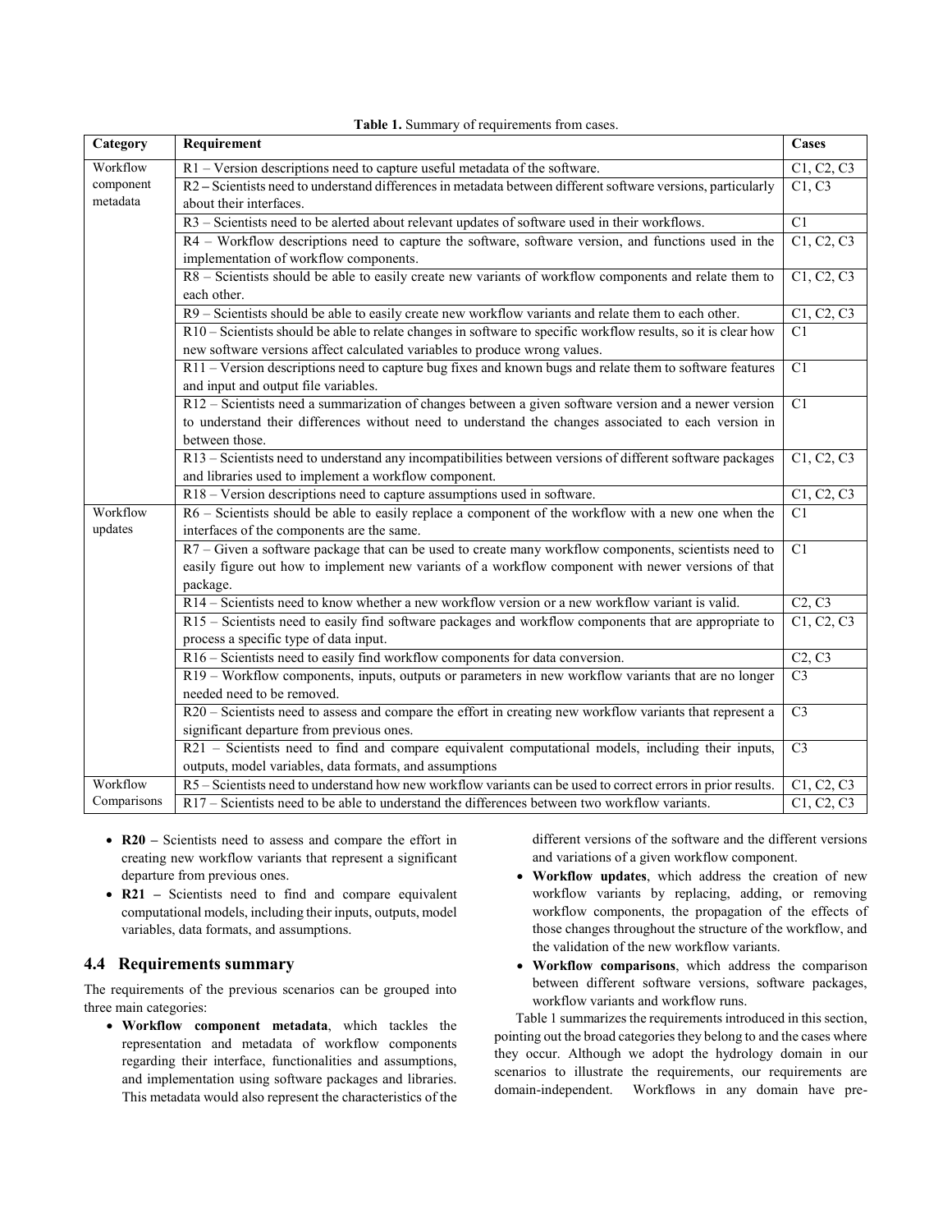**Table 1.** Summary of requirements from cases.

| Category | Requirement | Cases |
|---|---|---|
| Workflow component metadata | R1 – Version descriptions need to capture useful metadata of the software. | C1, C2, C3 |
| | R2 – Scientists need to understand differences in metadata between different software versions, particularly about their interfaces. | C1, C3 |
| | R3 – Scientists need to be alerted about relevant updates of software used in their workflows. | C1 |
| | R4 – Workflow descriptions need to capture the software, software version, and functions used in the implementation of workflow components. | C1, C2, C3 |
| | R8 – Scientists should be able to easily create new variants of workflow components and relate them to each other. | C1, C2, C3 |
| | R9 – Scientists should be able to easily create new workflow variants and relate them to each other. | C1, C2, C3 |
| | R10 – Scientists should be able to relate changes in software to specific workflow results, so it is clear how new software versions affect calculated variables to produce wrong values. | C1 |
| | R11 – Version descriptions need to capture bug fixes and known bugs and relate them to software features and input and output file variables. | C1 |
| | R12 – Scientists need a summarization of changes between a given software version and a newer version to understand their differences without need to understand the changes associated to each version in between those. | C1 |
| | R13 – Scientists need to understand any incompatibilities between versions of different software packages and libraries used to implement a workflow component. | C1, C2, C3 |
| | R18 – Version descriptions need to capture assumptions used in software. | C1, C2, C3 |
| Workflow updates | R6 – Scientists should be able to easily replace a component of the workflow with a new one when the interfaces of the components are the same. | C1 |
| | R7 – Given a software package that can be used to create many workflow components, scientists need to easily figure out how to implement new variants of a workflow component with newer versions of that package. | C1 |
| | R14 – Scientists need to know whether a new workflow version or a new workflow variant is valid. | C2, C3 |
| | R15 – Scientists need to easily find software packages and workflow components that are appropriate to process a specific type of data input. | C1, C2, C3 |
| | R16 – Scientists need to easily find workflow components for data conversion. | C2, C3 |
| | R19 – Workflow components, inputs, outputs or parameters in new workflow variants that are no longer needed need to be removed. | C3 |
| | R20 – Scientists need to assess and compare the effort in creating new workflow variants that represent a significant departure from previous ones. | C3 |
| | R21 – Scientists need to find and compare equivalent computational models, including their inputs, outputs, model variables, data formats, and assumptions | C3 |
| Workflow Comparisons | R5 – Scientists need to understand how new workflow variants can be used to correct errors in prior results. | C1, C2, C3 |
| | R17 – Scientists need to be able to understand the differences between two workflow variants. | C1, C2, C3 |

- **R20 –** Scientists need to assess and compare the effort in creating new workflow variants that represent a significant departure from previous ones.
- **R21 –** Scientists need to find and compare equivalent computational models, including their inputs, outputs, model variables, data formats, and assumptions.

### 4.4 Requirements summary

The requirements of the previous scenarios can be grouped into three main categories:

- **Workflow component metadata**, which tackles the representation and metadata of workflow components regarding their interface, functionalities and assumptions, and implementation using software packages and libraries. This metadata would also represent the characteristics of the different versions of the software and the different versions and variations of a given workflow component.
- **Workflow updates**, which address the creation of new workflow variants by replacing, adding, or removing workflow components, the propagation of the effects of those changes throughout the structure of the workflow, and the validation of the new workflow variants.
- **Workflow comparisons**, which address the comparison between different software versions, software packages, workflow variants and workflow runs.

Table 1 summarizes the requirements introduced in this section, pointing out the broad categories they belong to and the cases where they occur. Although we adopt the hydrology domain in our scenarios to illustrate the requirements, our requirements are domain-independent. Workflows in any domain have pre-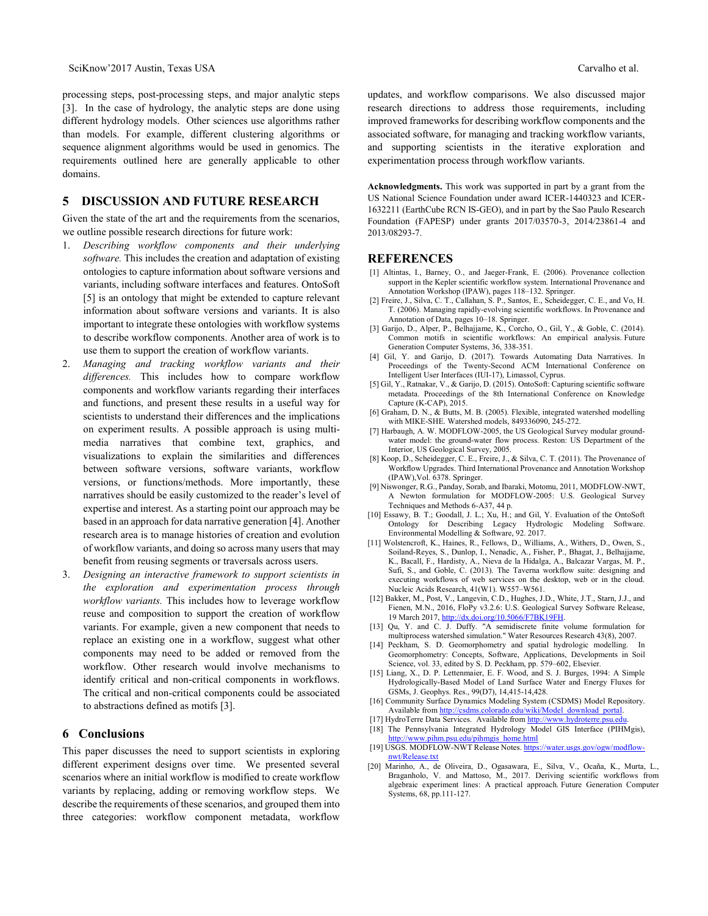processing steps, post-processing steps, and major analytic steps [3]. In the case of hydrology, the analytic steps are done using different hydrology models. Other sciences use algorithms rather than models. For example, different clustering algorithms or sequence alignment algorithms would be used in genomics. The requirements outlined here are generally applicable to other domains.

## 5 DISCUSSION AND FUTURE RESEARCH

Given the state of the art and the requirements from the scenarios, we outline possible research directions for future work:

1. *Describing workflow components and their underlying software.* This includes the creation and adaptation of existing ontologies to capture information about software versions and variants, including software interfaces and features. OntoSoft [5] is an ontology that might be extended to capture relevant information about software versions and variants. It is also important to integrate these ontologies with workflow systems to describe workflow components. Another area of work is to use them to support the creation of workflow variants.
2. *Managing and tracking workflow variants and their differences.* This includes how to compare workflow components and workflow variants regarding their interfaces and functions, and present these results in a useful way for scientists to understand their differences and the implications on experiment results. A possible approach is using multi-media narratives that combine text, graphics, and visualizations to explain the similarities and differences between software versions, software variants, workflow versions, or functions/methods. More importantly, these narratives should be easily customized to the reader's level of expertise and interest. As a starting point our approach may be based in an approach for data narrative generation [4]. Another research area is to manage histories of creation and evolution of workflow variants, and doing so across many users that may benefit from reusing segments or traversals across users.
3. *Designing an interactive framework to support scientists in the exploration and experimentation process through workflow variants.* This includes how to leverage workflow reuse and composition to support the creation of workflow variants. For example, given a new component that needs to replace an existing one in a workflow, suggest what other components may need to be added or removed from the workflow. Other research would involve mechanisms to identify critical and non-critical components in workflows. The critical and non-critical components could be associated to abstractions defined as motifs [3].

## 6 Conclusions

This paper discusses the need to support scientists in exploring different experiment designs over time. We presented several scenarios where an initial workflow is modified to create workflow variants by replacing, adding or removing workflow steps. We describe the requirements of these scenarios, and grouped them into three categories: workflow component metadata, workflow updates, and workflow comparisons. We also discussed major research directions to address those requirements, including improved frameworks for describing workflow components and the associated software, for managing and tracking workflow variants, and supporting scientists in the iterative exploration and experimentation process through workflow variants.

**Acknowledgments.** This work was supported in part by a grant from the US National Science Foundation under award ICER-1440323 and ICER-1632211 (EarthCube RCN IS-GEO), and in part by the Sao Paulo Research Foundation (FAPESP) under grants 2017/03570-3, 2014/23861-4 and 2013/08293-7.

## REFERENCES

[1] Altintas, I., Barney, O., and Jaeger-Frank, E. (2006). Provenance collection support in the Kepler scientific workflow system. International Provenance and Annotation Workshop (IPAW), pages 118–132. Springer.

[2] Freire, J., Silva, C. T., Callahan, S. P., Santos, E., Scheidegger, C. E., and Vo, H. T. (2006). Managing rapidly-evolving scientific workflows. In Provenance and Annotation of Data, pages 10–18. Springer.

[3] Garijo, D., Alper, P., Belhajjame, K., Corcho, O., Gil, Y., & Goble, C. (2014). Common motifs in scientific workflows: An empirical analysis. Future Generation Computer Systems, 36, 338-351.

[4] Gil, Y. and Garijo, D. (2017). Towards Automating Data Narratives. In Proceedings of the Twenty-Second ACM International Conference on Intelligent User Interfaces (IUI-17), Limassol, Cyprus.

[5] Gil, Y., Ratnakar, V., & Garijo, D. (2015). OntoSoft: Capturing scientific software metadata. Proceedings of the 8th International Conference on Knowledge Capture (K-CAP), 2015.

[6] Graham, D. N., & Butts, M. B. (2005). Flexible, integrated watershed modelling with MIKE-SHE. Watershed models, 849336090, 245-272.

[7] Harbaugh, A. W. MODFLOW-2005, the US Geological Survey modular ground-water model: the ground-water flow process. Reston: US Department of the Interior, US Geological Survey, 2005.

[8] Koop, D., Scheidegger, C. E., Freire, J., & Silva, C. T. (2011). The Provenance of Workflow Upgrades. Third International Provenance and Annotation Workshop (IPAW),Vol. 6378. Springer.

[9] Niswonger, R.G., Panday, Sorab, and Ibaraki, Motomu, 2011, MODFLOW-NWT, A Newton formulation for MODFLOW-2005: U.S. Geological Survey Techniques and Methods 6-A37, 44 p.

[10] Essawy, B. T.; Goodall, J. L.; Xu, H.; and Gil, Y. Evaluation of the OntoSoft Ontology for Describing Legacy Hydrologic Modeling Software. Environmental Modelling & Software, 92. 2017.

[11] Wolstencroft, K., Haines, R., Fellows, D., Williams, A., Withers, D., Owen, S., Soiland-Reyes, S., Dunlop, I., Nenadic, A., Fisher, P., Bhagat, J., Belhajjame, K., Bacall, F., Hardisty, A., Nieva de la Hidalga, A., Balcazar Vargas, M. P., Sufi, S., and Goble, C. (2013). The Taverna workflow suite: designing and executing workflows of web services on the desktop, web or in the cloud. Nucleic Acids Research, 41(W1). W557–W561.

[12] Bakker, M., Post, V., Langevin, C.D., Hughes, J.D., White, J.T., Starn, J.J., and Fienen, M.N., 2016, FloPy v3.2.6: U.S. Geological Survey Software Release, 19 March 2017, http://dx.doi.org/10.5066/F7BK19FH.

[13] Qu, Y. and C. J. Duffy. "A semidiscrete finite volume formulation for multiprocess watershed simulation." Water Resources Research 43(8), 2007.

[14] Peckham, S. D. Geomorphometry and spatial hydrologic modelling. In Geomorphometry: Concepts, Software, Applications, Developments in Soil Science, vol. 33, edited by S. D. Peckham, pp. 579–602, Elsevier.

[15] Liang, X., D. P. Lettenmaier, E. F. Wood, and S. J. Burges, 1994: A Simple Hydrologically-Based Model of Land Surface Water and Energy Fluxes for GSMs, J. Geophys. Res., 99(D7), 14,415-14,428.

[16] Community Surface Dynamics Modeling System (CSDMS) Model Repository. Available from http://csdms.colorado.edu/wiki/Model_download_portal.

[17] HydroTerre Data Services. Available from http://www.hydroterre.psu.edu.

[18] The Pennsylvania Integrated Hydrology Model GIS Interface (PIHMgis), http://www.pihm.psu.edu/pihmgis_home.html

[19] USGS. MODFLOW-NWT Release Notes. https://water.usgs.gov/ogw/modflow-nwt/Release.txt

[20] Marinho, A., de Oliveira, D., Ogasawara, E., Silva, V., Ocaña, K., Murta, L., Braganholo, V. and Mattoso, M., 2017. Deriving scientific workflows from algebraic experiment lines: A practical approach. Future Generation Computer Systems, 68, pp.111-127.